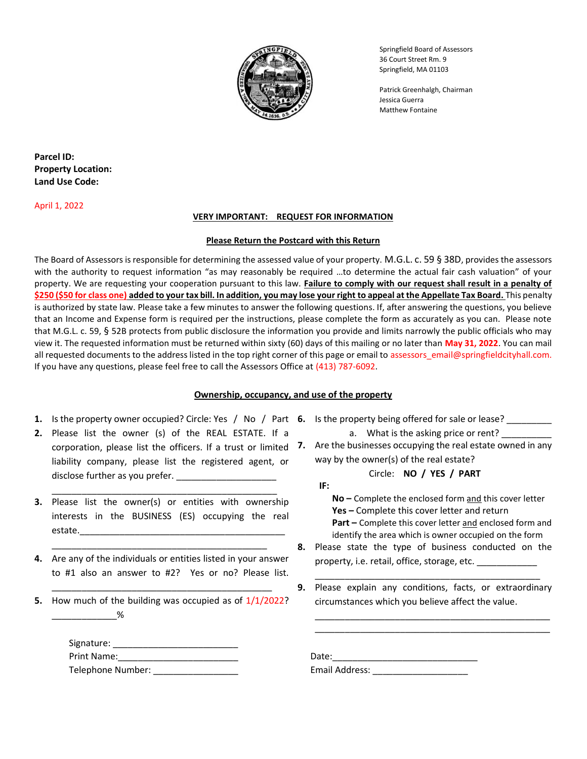Springfield Board of Assessors
36 Court Street Rm. 9
Springfield, MA 01103

Patrick Greenhalgh, Chairman
Jessica Guerra
Matthew Fontaine

**Parcel ID:**
**Property Location:**
**Land Use Code:**

April 1, 2022

## VERY IMPORTANT: REQUEST FOR INFORMATION

**Please Return the Postcard with this Return**

The Board of Assessors is responsible for determining the assessed value of your property. M.G.L. c. 59 § 38D, provides the assessors with the authority to request information "as may reasonably be required …to determine the actual fair cash valuation" of your property. We are requesting your cooperation pursuant to this law. **Failure to comply with our request shall result in a penalty of $250 ($50 for class one) added to your tax bill. In addition, you may lose your right to appeal at the Appellate Tax Board.** This penalty is authorized by state law. Please take a few minutes to answer the following questions. If, after answering the questions, you believe that an Income and Expense form is required per the instructions, please complete the form as accurately as you can. Please note that M.G.L. c. 59, § 52B protects from public disclosure the information you provide and limits narrowly the public officials who may view it. The requested information must be returned within sixty (60) days of this mailing or no later than **May 31, 2022**. You can mail all requested documents to the address listed in the top right corner of this page or email to assessors_email@springfieldcityhall.com. If you have any questions, please feel free to call the Assessors Office at (413) 787-6092.

### Ownership, occupancy, and use of the property

1. Is the property owner occupied? Circle: Yes / No / Part
2. Please list the owner (s) of the REAL ESTATE. If a corporation, please list the officers. If a trust or limited liability company, please list the registered agent, or disclose further as you prefer. ____________________
   _____________________________________________
3. Please list the owner(s) or entities with ownership interests in the BUSINESS (ES) occupying the real estate.___________________________________________
   ___________________________________________
4. Are any of the individuals or entities listed in your answer to #1 also an answer to #2? Yes or no? Please list.
   ____________________________________________
5. How much of the building was occupied as of 1/1/2022?
   ____________%
6. Is the property being offered for sale or lease? _________
   a. What is the asking price or rent? __________
7. Are the businesses occupying the real estate owned in any way by the owner(s) of the real estate?
   Circle: **NO / YES / PART**

   **IF:**

   **No –** Complete the enclosed form and this cover letter
   **Yes –** Complete this cover letter and return
   **Part –** Complete this cover letter and enclosed form and identify the area which is owner occupied on the form
8. Please state the type of business conducted on the property, i.e. retail, office, storage, etc. ____________
   _____________________________________________
9. Please explain any conditions, facts, or extraordinary circumstances which you believe affect the value.
   ______________________________________________
   ______________________________________________

Signature: ________________________
Print Name:________________________
Telephone Number: _________________

Date:_____________________________
Email Address: ___________________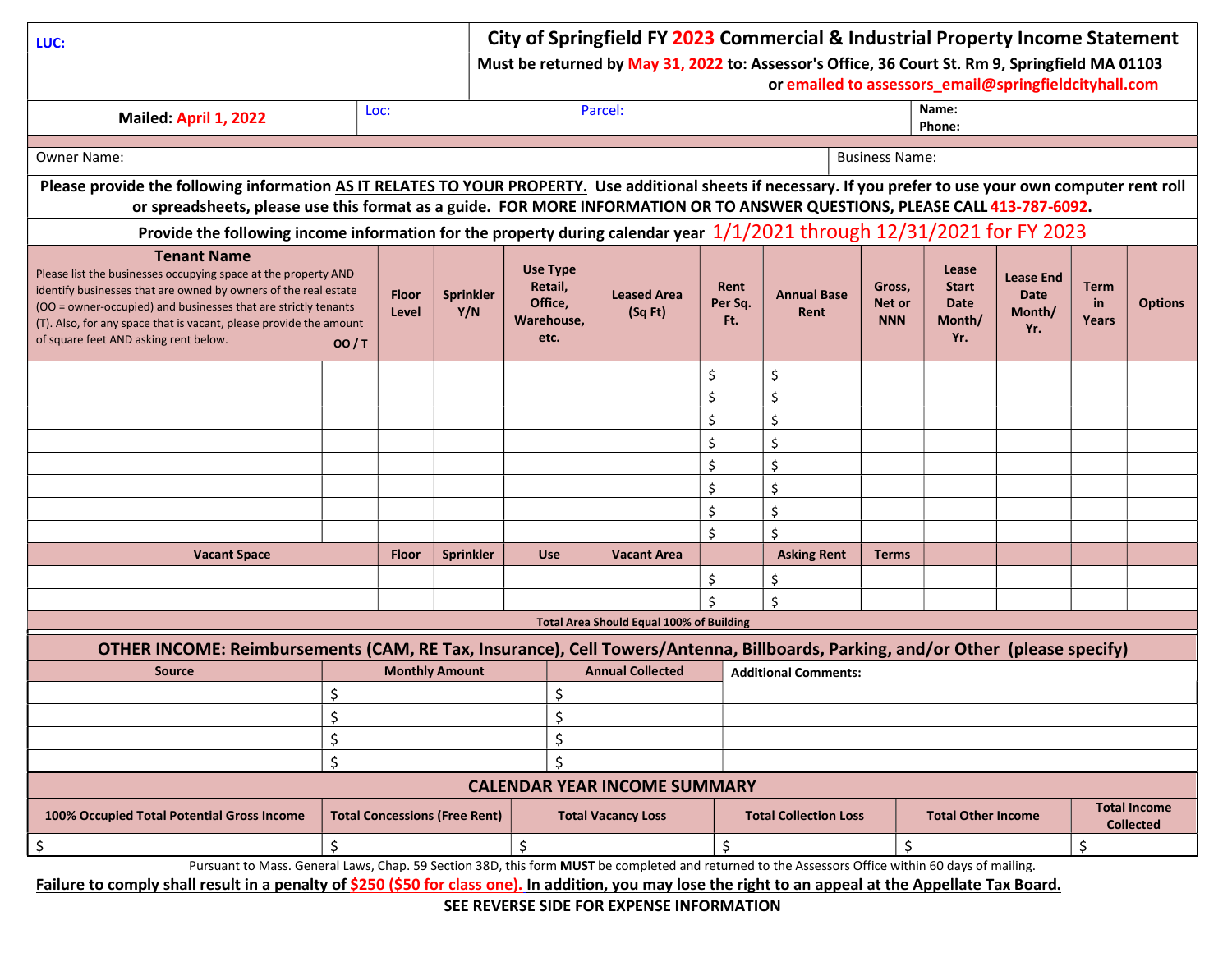| LUC: | City of Springfield FY 2023 Commercial & Industrial Property Income Statement |
|---|---|
| | Must be returned by May 31, 2022 to: Assessor's Office, 36 Court St. Rm 9, Springfield MA 01103 or emailed to assessors_email@springfieldcityhall.com |

| Mailed: April 1, 2022 | Loc: | Parcel: | Name: Phone: |
|---|---|---|---|

| Owner Name: | Business Name: |
|---|---|

Please provide the following information AS IT RELATES TO YOUR PROPERTY. Use additional sheets if necessary. If you prefer to use your own computer rent roll or spreadsheets, please use this format as a guide. FOR MORE INFORMATION OR TO ANSWER QUESTIONS, PLEASE CALL 413-787-6092.

Provide the following income information for the property during calendar year 1/1/2021 through 12/31/2021 for FY 2023

| Tenant Name<br>Please list the businesses occupying space at the property AND identify businesses that are owned by owners of the real estate (OO = owner-occupied) and businesses that are strictly tenants (T). Also, for any space that is vacant, please provide the amount of square feet AND asking rent below. | OO / T | Floor Level | Sprinkler Y/N | Use Type Retail, Office, Warehouse, etc. | Leased Area (Sq Ft) | Rent Per Sq. Ft. | Annual Base Rent | Gross, Net or NNN | Lease Start Date Month/ Yr. | Lease End Date Month/ Yr. | Term in Years | Options |
|---|---|---|---|---|---|---|---|---|---|---|---|---|
| | | | | | | $ | $ | | | | | |
| | | | | | | $ | $ | | | | | |
| | | | | | | $ | $ | | | | | |
| | | | | | | $ | $ | | | | | |
| | | | | | | $ | $ | | | | | |
| | | | | | | $ | $ | | | | | |
| | | | | | | $ | $ | | | | | |
| | | | | | | $ | $ | | | | | |
| Vacant Space | | Floor | Sprinkler | Use | Vacant Area | | Asking Rent | Terms | | | | |
| | | | | | | $ | $ | | | | | |
| | | | | | | $ | $ | | | | | |

Total Area Should Equal 100% of Building

## OTHER INCOME: Reimbursements (CAM, RE Tax, Insurance), Cell Towers/Antenna, Billboards, Parking, and/or Other (please specify)

| Source | Monthly Amount | Annual Collected | Additional Comments: |
|---|---|---|---|
| | $ | $ | |
| | $ | $ | |
| | $ | $ | |
| | $ | $ | |

## CALENDAR YEAR INCOME SUMMARY

| 100% Occupied Total Potential Gross Income | Total Concessions (Free Rent) | Total Vacancy Loss | Total Collection Loss | Total Other Income | Total Income Collected |
|---|---|---|---|---|---|
| $ | $ | $ | $ | $ | $ |

Pursuant to Mass. General Laws, Chap. 59 Section 38D, this form **MUST** be completed and returned to the Assessors Office within 60 days of mailing.

**Failure to comply shall result in a penalty of $250 ($50 for class one). In addition, you may lose the right to an appeal at the Appellate Tax Board.**

**SEE REVERSE SIDE FOR EXPENSE INFORMATION**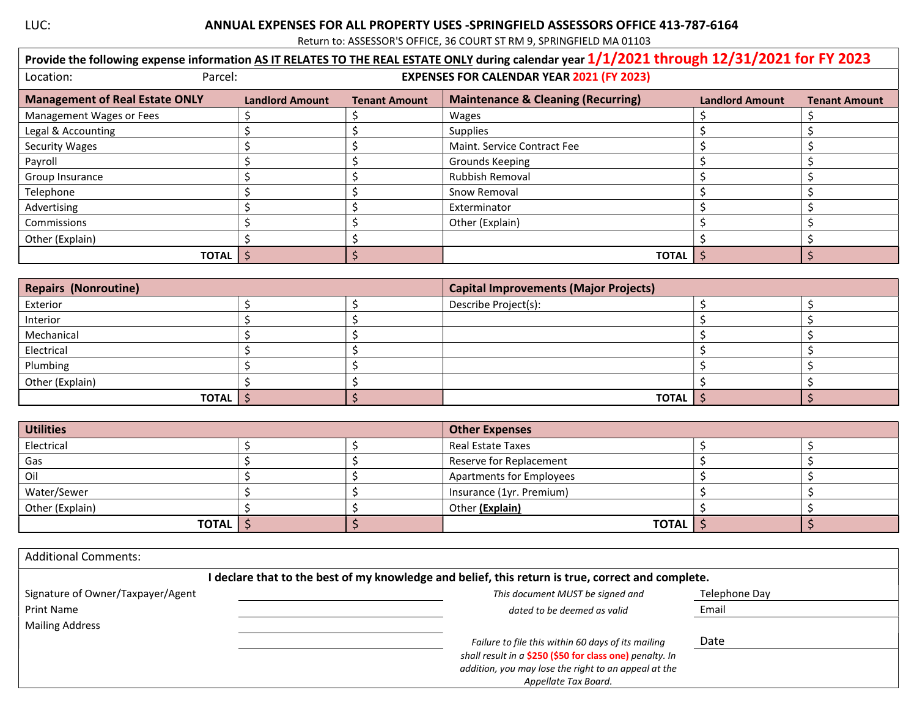LUC:

# ANNUAL EXPENSES FOR ALL PROPERTY USES -SPRINGFIELD ASSESSORS OFFICE 413-787-6164

Return to: ASSESSOR'S OFFICE, 36 COURT ST RM 9, SPRINGFIELD MA 01103

**Provide the following expense information AS IT RELATES TO THE REAL ESTATE ONLY during calendar year 1/1/2021 through 12/31/2021 for FY 2023**

Location: Parcel: **EXPENSES FOR CALENDAR YEAR 2021 (FY 2023)**

| Management of Real Estate ONLY | Landlord Amount | Tenant Amount | Maintenance & Cleaning (Recurring) | Landlord Amount | Tenant Amount |
|---|---|---|---|---|---|
| Management Wages or Fees | $ | $ | Wages | $ | $ |
| Legal & Accounting | $ | $ | Supplies | $ | $ |
| Security Wages | $ | $ | Maint. Service Contract Fee | $ | $ |
| Payroll | $ | $ | Grounds Keeping | $ | $ |
| Group Insurance | $ | $ | Rubbish Removal | $ | $ |
| Telephone | $ | $ | Snow Removal | $ | $ |
| Advertising | $ | $ | Exterminator | $ | $ |
| Commissions | $ | $ | Other (Explain) | $ | $ |
| Other (Explain) | $ | $ | | $ | $ |
| **TOTAL** | $ | $ | **TOTAL** | $ | $ |

| Repairs (Nonroutine) | | | Capital Improvements (Major Projects) | | |
|---|---|---|---|---|---|
| Exterior | $ | $ | Describe Project(s): | $ | $ |
| Interior | $ | $ | | $ | $ |
| Mechanical | $ | $ | | $ | $ |
| Electrical | $ | $ | | $ | $ |
| Plumbing | $ | $ | | $ | $ |
| Other (Explain) | $ | $ | | $ | $ |
| **TOTAL** | $ | $ | **TOTAL** | $ | $ |

| Utilities | | | Other Expenses | | |
|---|---|---|---|---|---|
| Electrical | $ | $ | Real Estate Taxes | $ | $ |
| Gas | $ | $ | Reserve for Replacement | $ | $ |
| Oil | $ | $ | Apartments for Employees | $ | $ |
| Water/Sewer | $ | $ | Insurance (1yr. Premium) | $ | $ |
| Other (Explain) | $ | $ | Other **(Explain)** | $ | $ |
| **TOTAL** | $ | $ | **TOTAL** | $ | $ |

Additional Comments:

**I declare that to the best of my knowledge and belief, this return is true, correct and complete.**

Signature of Owner/Taxpayer/Agent ______________________

Print Name ______________________

Mailing Address ______________________

______________________

*This document MUST be signed and dated to be deemed as valid*

*Failure to file this within 60 days of its mailing shall result in a **$250 ($50 for class one)** penalty. In addition, you may lose the right to an appeal at the Appellate Tax Board.*

Telephone Day

Email

Date